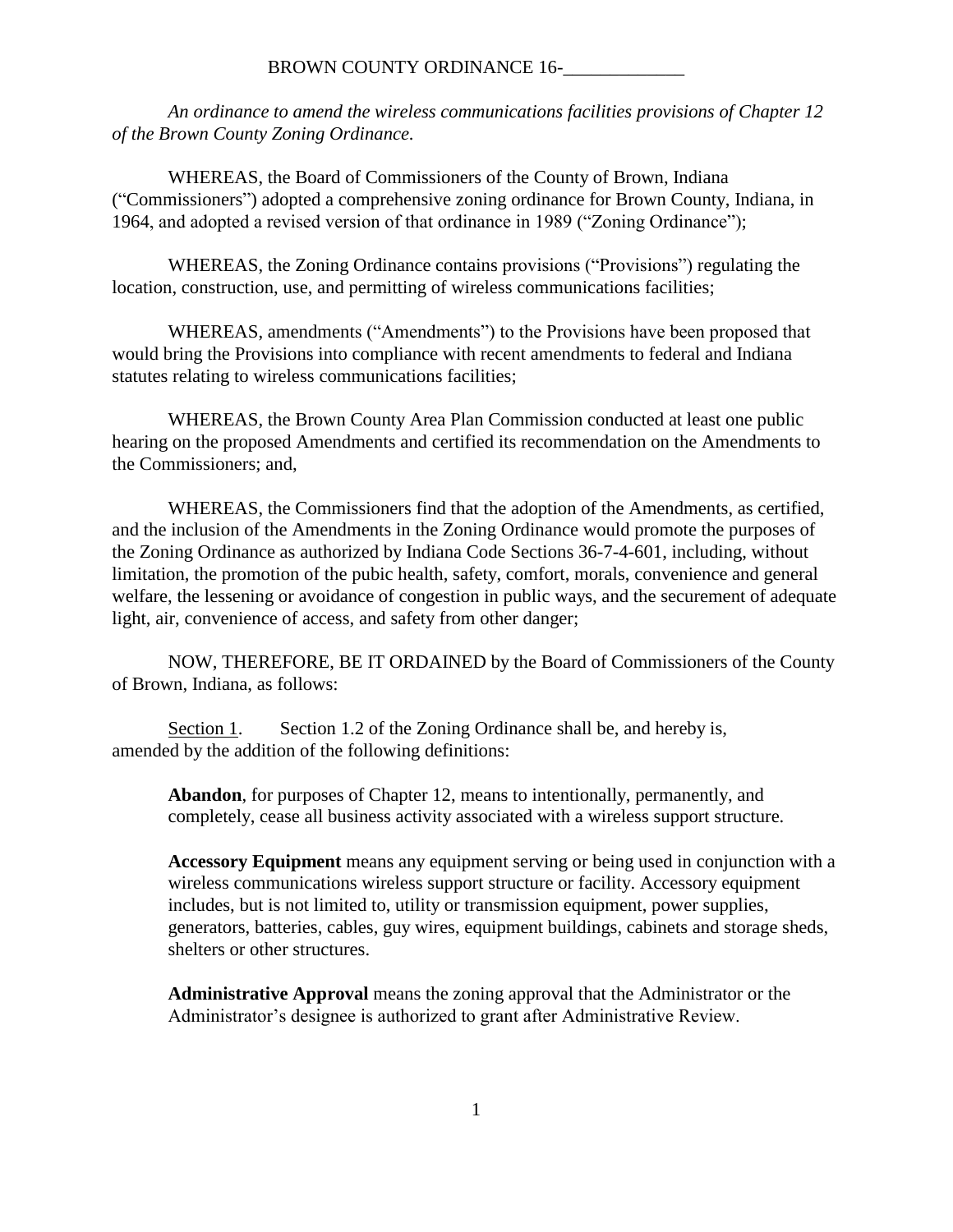BROWN COUNTY ORDINANCE 16-_____________

*An ordinance to amend the wireless communications facilities provisions of Chapter 12 of the Brown County Zoning Ordinance.*

WHEREAS, the Board of Commissioners of the County of Brown, Indiana ("Commissioners") adopted a comprehensive zoning ordinance for Brown County, Indiana, in 1964, and adopted a revised version of that ordinance in 1989 ("Zoning Ordinance");

WHEREAS, the Zoning Ordinance contains provisions ("Provisions") regulating the location, construction, use, and permitting of wireless communications facilities;

WHEREAS, amendments ("Amendments") to the Provisions have been proposed that would bring the Provisions into compliance with recent amendments to federal and Indiana statutes relating to wireless communications facilities;

WHEREAS, the Brown County Area Plan Commission conducted at least one public hearing on the proposed Amendments and certified its recommendation on the Amendments to the Commissioners; and,

WHEREAS, the Commissioners find that the adoption of the Amendments, as certified, and the inclusion of the Amendments in the Zoning Ordinance would promote the purposes of the Zoning Ordinance as authorized by Indiana Code Sections 36-7-4-601, including, without limitation, the promotion of the pubic health, safety, comfort, morals, convenience and general welfare, the lessening or avoidance of congestion in public ways, and the securement of adequate light, air, convenience of access, and safety from other danger;

NOW, THEREFORE, BE IT ORDAINED by the Board of Commissioners of the County of Brown, Indiana, as follows:

Section 1. Section 1.2 of the Zoning Ordinance shall be, and hereby is, amended by the addition of the following definitions:

**Abandon**, for purposes of Chapter 12, means to intentionally, permanently, and completely, cease all business activity associated with a wireless support structure.

**Accessory Equipment** means any equipment serving or being used in conjunction with a wireless communications wireless support structure or facility. Accessory equipment includes, but is not limited to, utility or transmission equipment, power supplies, generators, batteries, cables, guy wires, equipment buildings, cabinets and storage sheds, shelters or other structures.

**Administrative Approval** means the zoning approval that the Administrator or the Administrator's designee is authorized to grant after Administrative Review.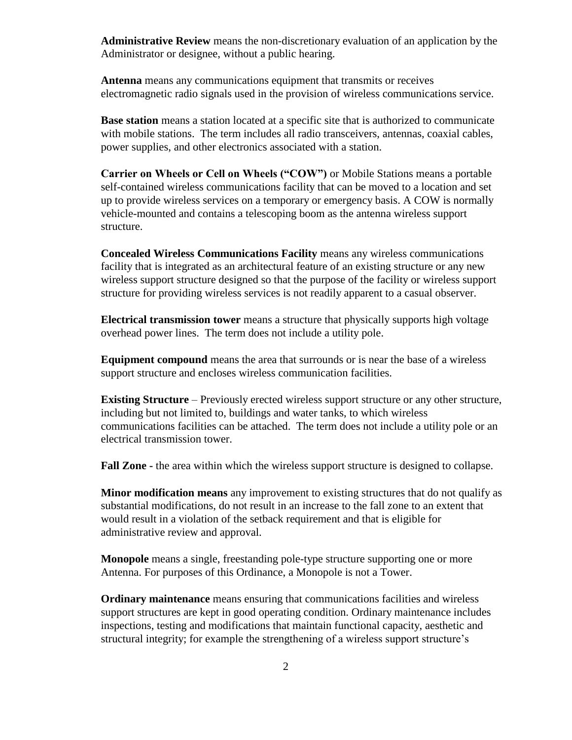**Administrative Review** means the non-discretionary evaluation of an application by the Administrator or designee, without a public hearing.

**Antenna** means any communications equipment that transmits or receives electromagnetic radio signals used in the provision of wireless communications service.

**Base station** means a station located at a specific site that is authorized to communicate with mobile stations. The term includes all radio transceivers, antennas, coaxial cables, power supplies, and other electronics associated with a station.

**Carrier on Wheels or Cell on Wheels ("COW")** or Mobile Stations means a portable self-contained wireless communications facility that can be moved to a location and set up to provide wireless services on a temporary or emergency basis. A COW is normally vehicle-mounted and contains a telescoping boom as the antenna wireless support structure.

**Concealed Wireless Communications Facility** means any wireless communications facility that is integrated as an architectural feature of an existing structure or any new wireless support structure designed so that the purpose of the facility or wireless support structure for providing wireless services is not readily apparent to a casual observer.

**Electrical transmission tower** means a structure that physically supports high voltage overhead power lines. The term does not include a utility pole.

**Equipment compound** means the area that surrounds or is near the base of a wireless support structure and encloses wireless communication facilities.

**Existing Structure** – Previously erected wireless support structure or any other structure, including but not limited to, buildings and water tanks, to which wireless communications facilities can be attached. The term does not include a utility pole or an electrical transmission tower.

**Fall Zone -** the area within which the wireless support structure is designed to collapse.

**Minor modification means** any improvement to existing structures that do not qualify as substantial modifications, do not result in an increase to the fall zone to an extent that would result in a violation of the setback requirement and that is eligible for administrative review and approval.

**Monopole** means a single, freestanding pole-type structure supporting one or more Antenna. For purposes of this Ordinance, a Monopole is not a Tower.

**Ordinary maintenance** means ensuring that communications facilities and wireless support structures are kept in good operating condition. Ordinary maintenance includes inspections, testing and modifications that maintain functional capacity, aesthetic and structural integrity; for example the strengthening of a wireless support structure's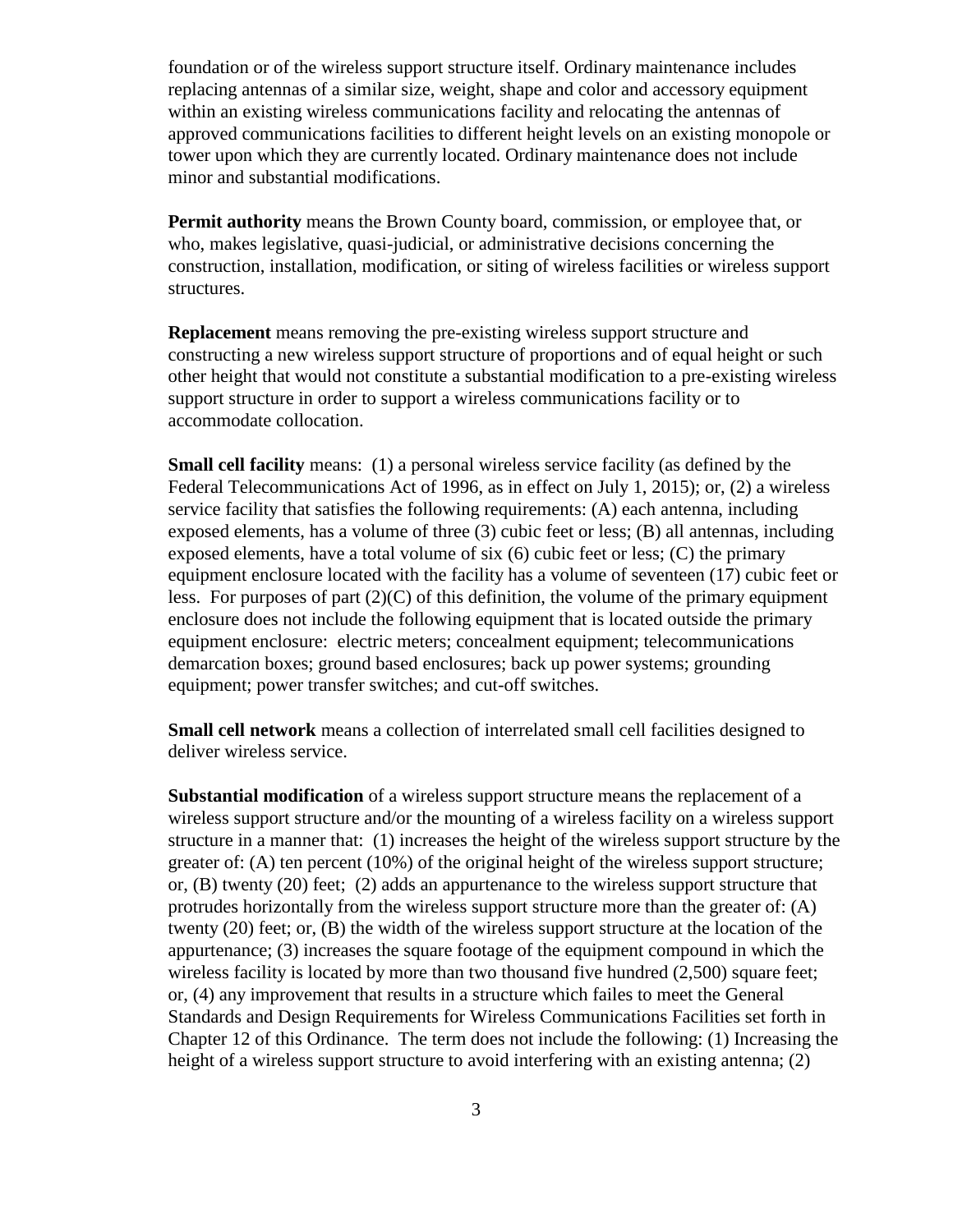foundation or of the wireless support structure itself. Ordinary maintenance includes replacing antennas of a similar size, weight, shape and color and accessory equipment within an existing wireless communications facility and relocating the antennas of approved communications facilities to different height levels on an existing monopole or tower upon which they are currently located. Ordinary maintenance does not include minor and substantial modifications.

**Permit authority** means the Brown County board, commission, or employee that, or who, makes legislative, quasi-judicial, or administrative decisions concerning the construction, installation, modification, or siting of wireless facilities or wireless support structures.

**Replacement** means removing the pre-existing wireless support structure and constructing a new wireless support structure of proportions and of equal height or such other height that would not constitute a substantial modification to a pre-existing wireless support structure in order to support a wireless communications facility or to accommodate collocation.

**Small cell facility** means: (1) a personal wireless service facility (as defined by the Federal Telecommunications Act of 1996, as in effect on July 1, 2015); or, (2) a wireless service facility that satisfies the following requirements: (A) each antenna, including exposed elements, has a volume of three (3) cubic feet or less; (B) all antennas, including exposed elements, have a total volume of six (6) cubic feet or less; (C) the primary equipment enclosure located with the facility has a volume of seventeen (17) cubic feet or less. For purposes of part (2)(C) of this definition, the volume of the primary equipment enclosure does not include the following equipment that is located outside the primary equipment enclosure: electric meters; concealment equipment; telecommunications demarcation boxes; ground based enclosures; back up power systems; grounding equipment; power transfer switches; and cut-off switches.

**Small cell network** means a collection of interrelated small cell facilities designed to deliver wireless service.

**Substantial modification** of a wireless support structure means the replacement of a wireless support structure and/or the mounting of a wireless facility on a wireless support structure in a manner that: (1) increases the height of the wireless support structure by the greater of: (A) ten percent (10%) of the original height of the wireless support structure; or, (B) twenty (20) feet; (2) adds an appurtenance to the wireless support structure that protrudes horizontally from the wireless support structure more than the greater of: (A) twenty (20) feet; or, (B) the width of the wireless support structure at the location of the appurtenance; (3) increases the square footage of the equipment compound in which the wireless facility is located by more than two thousand five hundred (2,500) square feet; or, (4) any improvement that results in a structure which failes to meet the General Standards and Design Requirements for Wireless Communications Facilities set forth in Chapter 12 of this Ordinance. The term does not include the following: (1) Increasing the height of a wireless support structure to avoid interfering with an existing antenna; (2)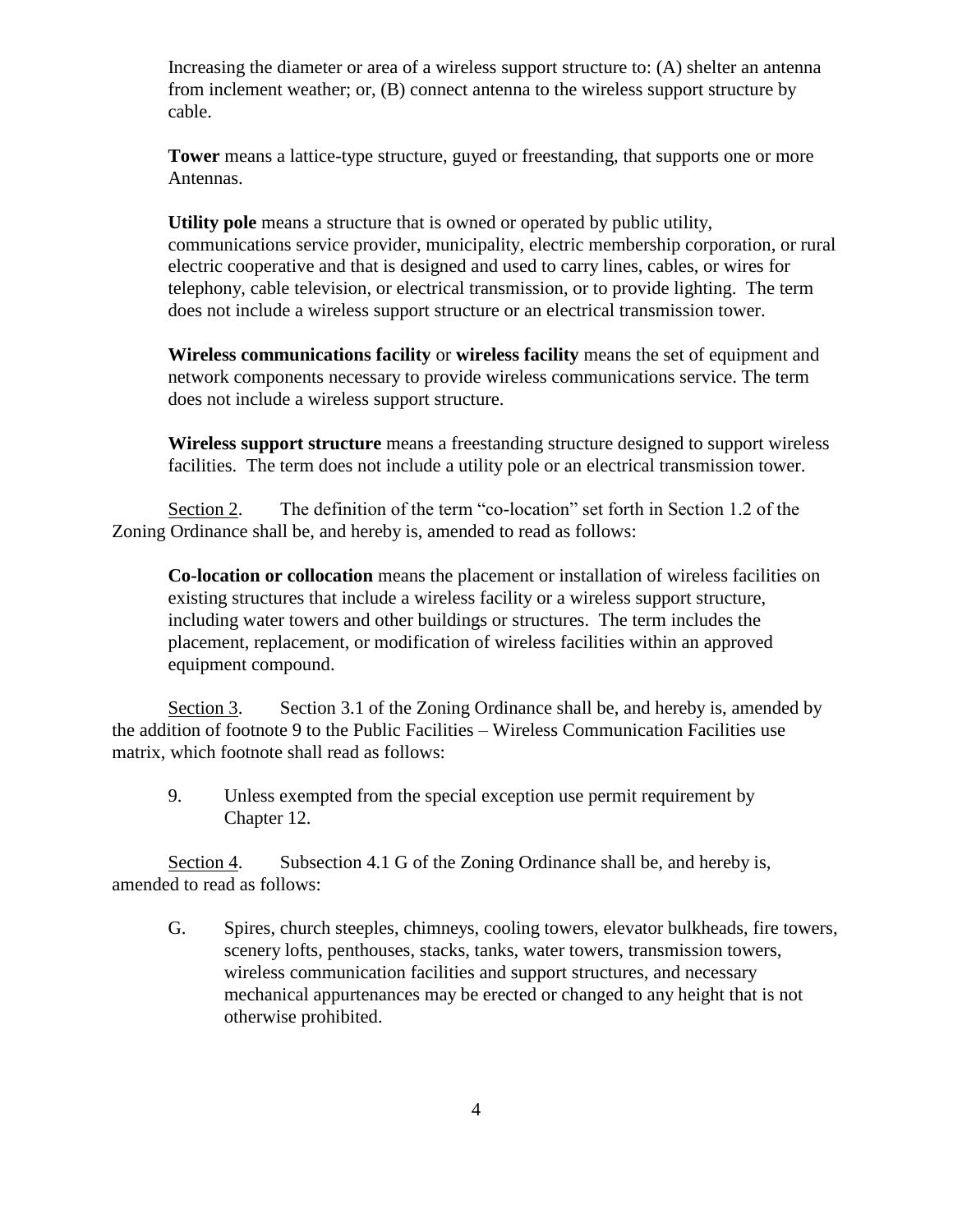Increasing the diameter or area of a wireless support structure to: (A) shelter an antenna from inclement weather; or, (B) connect antenna to the wireless support structure by cable.

**Tower** means a lattice-type structure, guyed or freestanding, that supports one or more Antennas.

**Utility pole** means a structure that is owned or operated by public utility, communications service provider, municipality, electric membership corporation, or rural electric cooperative and that is designed and used to carry lines, cables, or wires for telephony, cable television, or electrical transmission, or to provide lighting. The term does not include a wireless support structure or an electrical transmission tower.

**Wireless communications facility** or **wireless facility** means the set of equipment and network components necessary to provide wireless communications service. The term does not include a wireless support structure.

**Wireless support structure** means a freestanding structure designed to support wireless facilities. The term does not include a utility pole or an electrical transmission tower.

Section 2. The definition of the term "co-location" set forth in Section 1.2 of the Zoning Ordinance shall be, and hereby is, amended to read as follows:

**Co-location or collocation** means the placement or installation of wireless facilities on existing structures that include a wireless facility or a wireless support structure, including water towers and other buildings or structures. The term includes the placement, replacement, or modification of wireless facilities within an approved equipment compound.

Section 3. Section 3.1 of the Zoning Ordinance shall be, and hereby is, amended by the addition of footnote 9 to the Public Facilities – Wireless Communication Facilities use matrix, which footnote shall read as follows:

9. Unless exempted from the special exception use permit requirement by Chapter 12.

Section 4. Subsection 4.1 G of the Zoning Ordinance shall be, and hereby is, amended to read as follows:

G. Spires, church steeples, chimneys, cooling towers, elevator bulkheads, fire towers, scenery lofts, penthouses, stacks, tanks, water towers, transmission towers, wireless communication facilities and support structures, and necessary mechanical appurtenances may be erected or changed to any height that is not otherwise prohibited.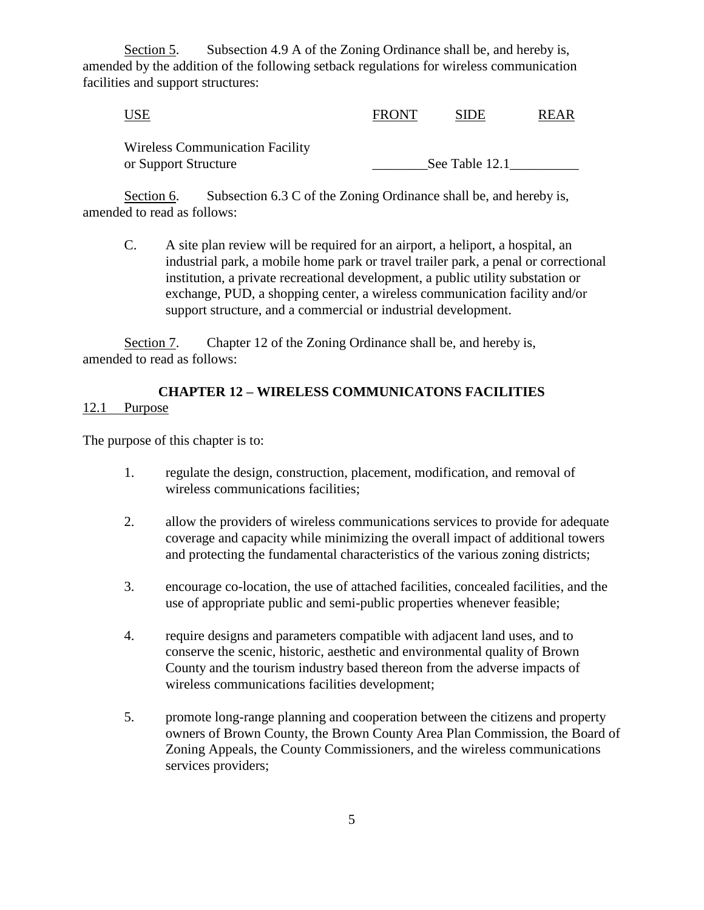Section 5. Subsection 4.9 A of the Zoning Ordinance shall be, and hereby is, amended by the addition of the following setback regulations for wireless communication facilities and support structures:

| USE | FRONT | SIDE | REAR |
|---|---|---|---|
| Wireless Communication Facility or Support Structure | See Table 12.1 | | |

Section 6. Subsection 6.3 C of the Zoning Ordinance shall be, and hereby is, amended to read as follows:

C. A site plan review will be required for an airport, a heliport, a hospital, an industrial park, a mobile home park or travel trailer park, a penal or correctional institution, a private recreational development, a public utility substation or exchange, PUD, a shopping center, a wireless communication facility and/or support structure, and a commercial or industrial development.

Section 7. Chapter 12 of the Zoning Ordinance shall be, and hereby is, amended to read as follows:

## CHAPTER 12 – WIRELESS COMMUNICATONS FACILITIES

12.1 Purpose

The purpose of this chapter is to:

1. regulate the design, construction, placement, modification, and removal of wireless communications facilities;

2. allow the providers of wireless communications services to provide for adequate coverage and capacity while minimizing the overall impact of additional towers and protecting the fundamental characteristics of the various zoning districts;

3. encourage co-location, the use of attached facilities, concealed facilities, and the use of appropriate public and semi-public properties whenever feasible;

4. require designs and parameters compatible with adjacent land uses, and to conserve the scenic, historic, aesthetic and environmental quality of Brown County and the tourism industry based thereon from the adverse impacts of wireless communications facilities development;

5. promote long-range planning and cooperation between the citizens and property owners of Brown County, the Brown County Area Plan Commission, the Board of Zoning Appeals, the County Commissioners, and the wireless communications services providers;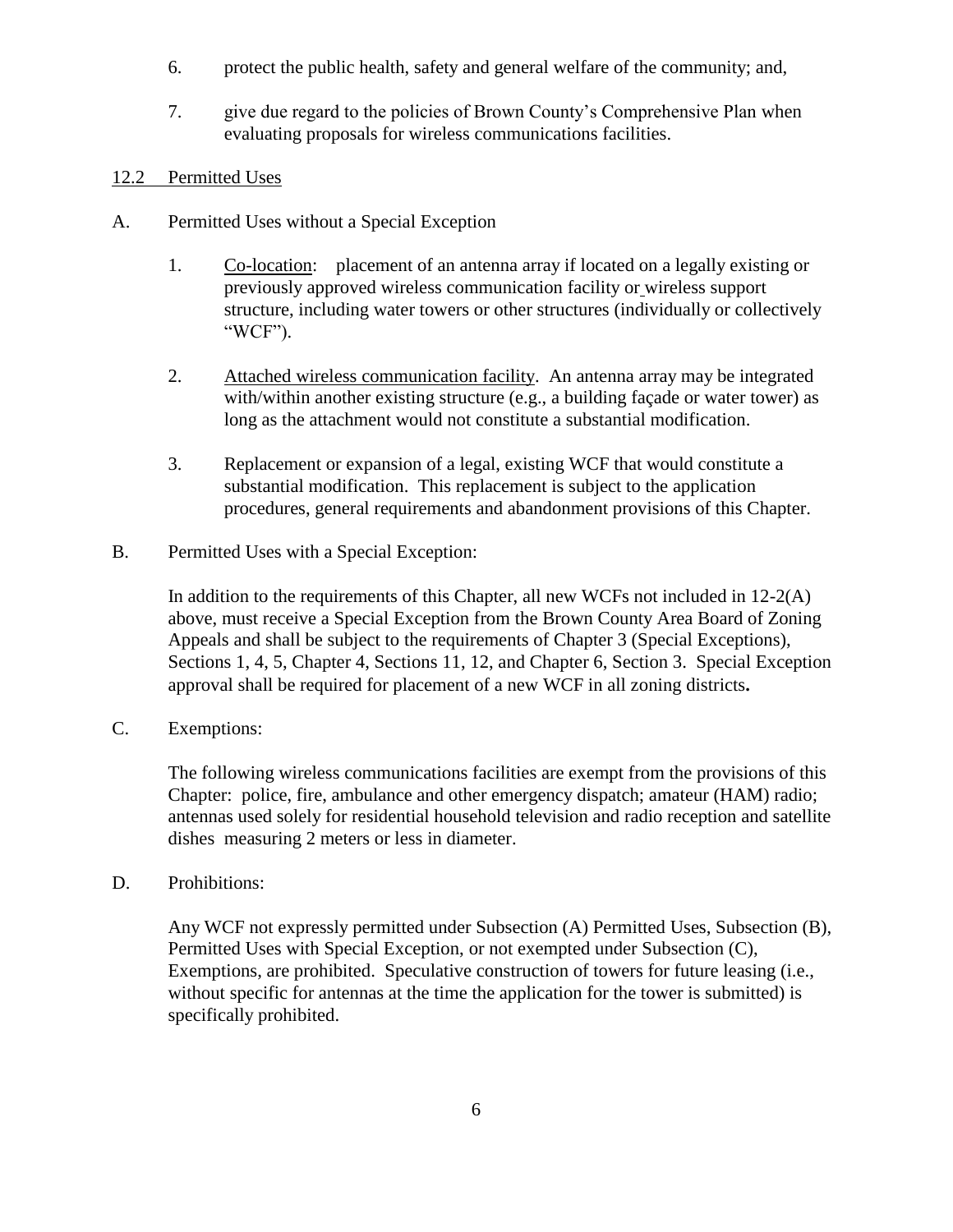6. protect the public health, safety and general welfare of the community; and,

7. give due regard to the policies of Brown County's Comprehensive Plan when evaluating proposals for wireless communications facilities.

## 12.2 Permitted Uses

A. Permitted Uses without a Special Exception

1. Co-location: placement of an antenna array if located on a legally existing or previously approved wireless communication facility or wireless support structure, including water towers or other structures (individually or collectively "WCF").

2. Attached wireless communication facility. An antenna array may be integrated with/within another existing structure (e.g., a building façade or water tower) as long as the attachment would not constitute a substantial modification.

3. Replacement or expansion of a legal, existing WCF that would constitute a substantial modification. This replacement is subject to the application procedures, general requirements and abandonment provisions of this Chapter.

B. Permitted Uses with a Special Exception:

In addition to the requirements of this Chapter, all new WCFs not included in 12-2(A) above, must receive a Special Exception from the Brown County Area Board of Zoning Appeals and shall be subject to the requirements of Chapter 3 (Special Exceptions), Sections 1, 4, 5, Chapter 4, Sections 11, 12, and Chapter 6, Section 3. Special Exception approval shall be required for placement of a new WCF in all zoning districts**.**

C. Exemptions:

The following wireless communications facilities are exempt from the provisions of this Chapter: police, fire, ambulance and other emergency dispatch; amateur (HAM) radio; antennas used solely for residential household television and radio reception and satellite dishes measuring 2 meters or less in diameter.

D. Prohibitions:

Any WCF not expressly permitted under Subsection (A) Permitted Uses, Subsection (B), Permitted Uses with Special Exception, or not exempted under Subsection (C), Exemptions, are prohibited. Speculative construction of towers for future leasing (i.e., without specific for antennas at the time the application for the tower is submitted) is specifically prohibited.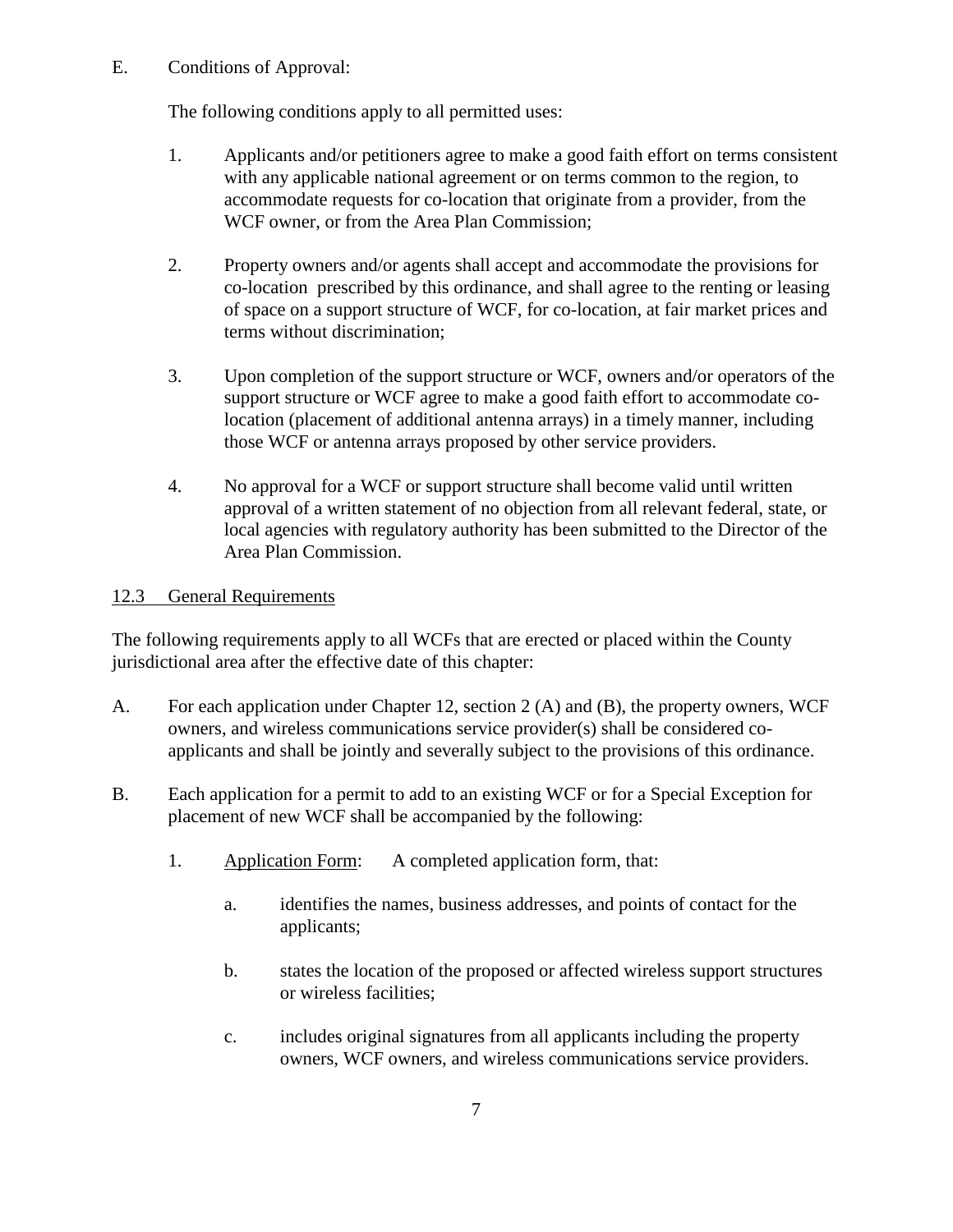E. Conditions of Approval:

The following conditions apply to all permitted uses:

1. Applicants and/or petitioners agree to make a good faith effort on terms consistent with any applicable national agreement or on terms common to the region, to accommodate requests for co-location that originate from a provider, from the WCF owner, or from the Area Plan Commission;

2. Property owners and/or agents shall accept and accommodate the provisions for co-location prescribed by this ordinance, and shall agree to the renting or leasing of space on a support structure of WCF, for co-location, at fair market prices and terms without discrimination;

3. Upon completion of the support structure or WCF, owners and/or operators of the support structure or WCF agree to make a good faith effort to accommodate co-location (placement of additional antenna arrays) in a timely manner, including those WCF or antenna arrays proposed by other service providers.

4. No approval for a WCF or support structure shall become valid until written approval of a written statement of no objection from all relevant federal, state, or local agencies with regulatory authority has been submitted to the Director of the Area Plan Commission.

## 12.3 General Requirements

The following requirements apply to all WCFs that are erected or placed within the County jurisdictional area after the effective date of this chapter:

A. For each application under Chapter 12, section 2 (A) and (B), the property owners, WCF owners, and wireless communications service provider(s) shall be considered co-applicants and shall be jointly and severally subject to the provisions of this ordinance.

B. Each application for a permit to add to an existing WCF or for a Special Exception for placement of new WCF shall be accompanied by the following:

1. Application Form: A completed application form, that:

    a. identifies the names, business addresses, and points of contact for the applicants;

    b. states the location of the proposed or affected wireless support structures or wireless facilities;

    c. includes original signatures from all applicants including the property owners, WCF owners, and wireless communications service providers.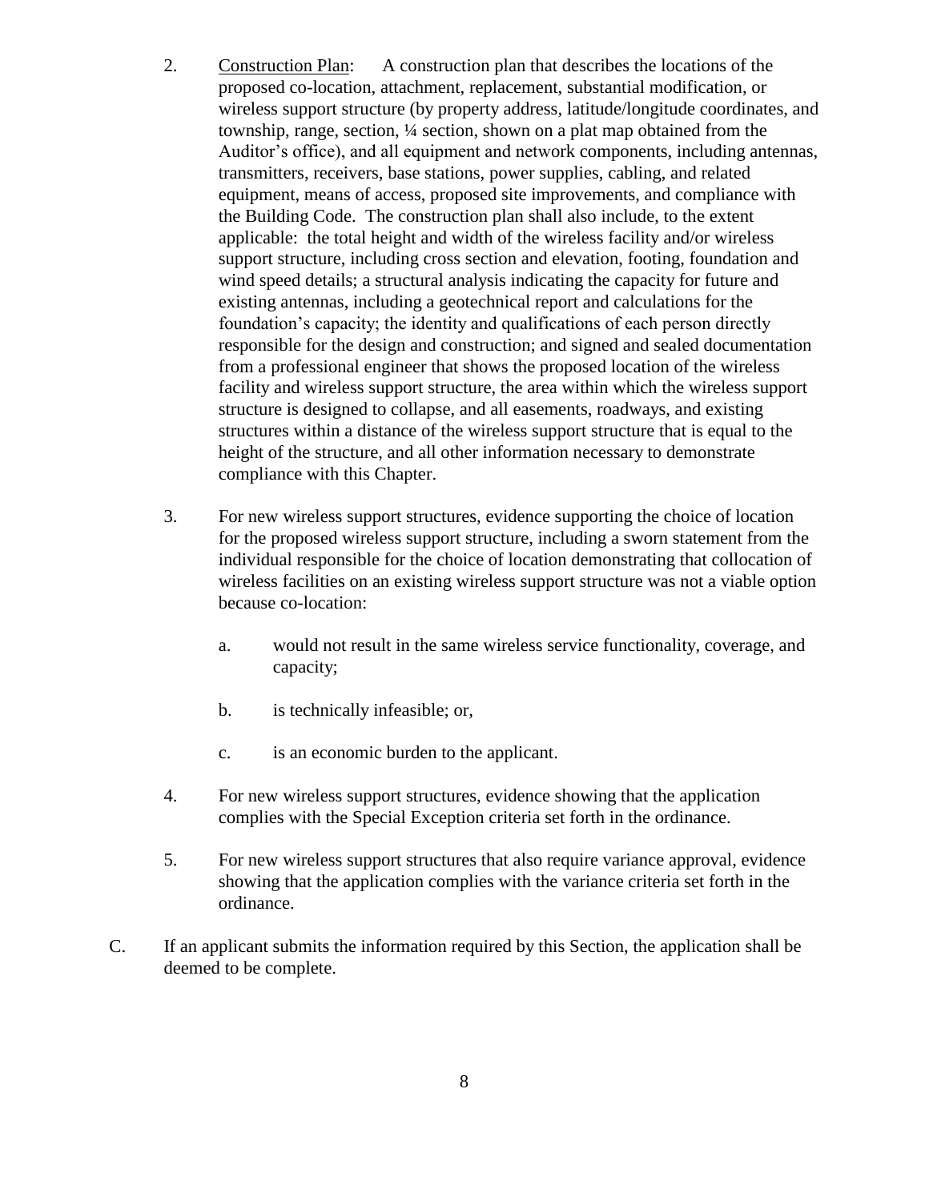2. <u>Construction Plan</u>: A construction plan that describes the locations of the proposed co-location, attachment, replacement, substantial modification, or wireless support structure (by property address, latitude/longitude coordinates, and township, range, section, ¼ section, shown on a plat map obtained from the Auditor's office), and all equipment and network components, including antennas, transmitters, receivers, base stations, power supplies, cabling, and related equipment, means of access, proposed site improvements, and compliance with the Building Code. The construction plan shall also include, to the extent applicable: the total height and width of the wireless facility and/or wireless support structure, including cross section and elevation, footing, foundation and wind speed details; a structural analysis indicating the capacity for future and existing antennas, including a geotechnical report and calculations for the foundation's capacity; the identity and qualifications of each person directly responsible for the design and construction; and signed and sealed documentation from a professional engineer that shows the proposed location of the wireless facility and wireless support structure, the area within which the wireless support structure is designed to collapse, and all easements, roadways, and existing structures within a distance of the wireless support structure that is equal to the height of the structure, and all other information necessary to demonstrate compliance with this Chapter.

3. For new wireless support structures, evidence supporting the choice of location for the proposed wireless support structure, including a sworn statement from the individual responsible for the choice of location demonstrating that collocation of wireless facilities on an existing wireless support structure was not a viable option because co-location:

   a. would not result in the same wireless service functionality, coverage, and capacity;

   b. is technically infeasible; or,

   c. is an economic burden to the applicant.

4. For new wireless support structures, evidence showing that the application complies with the Special Exception criteria set forth in the ordinance.

5. For new wireless support structures that also require variance approval, evidence showing that the application complies with the variance criteria set forth in the ordinance.

C. If an applicant submits the information required by this Section, the application shall be deemed to be complete.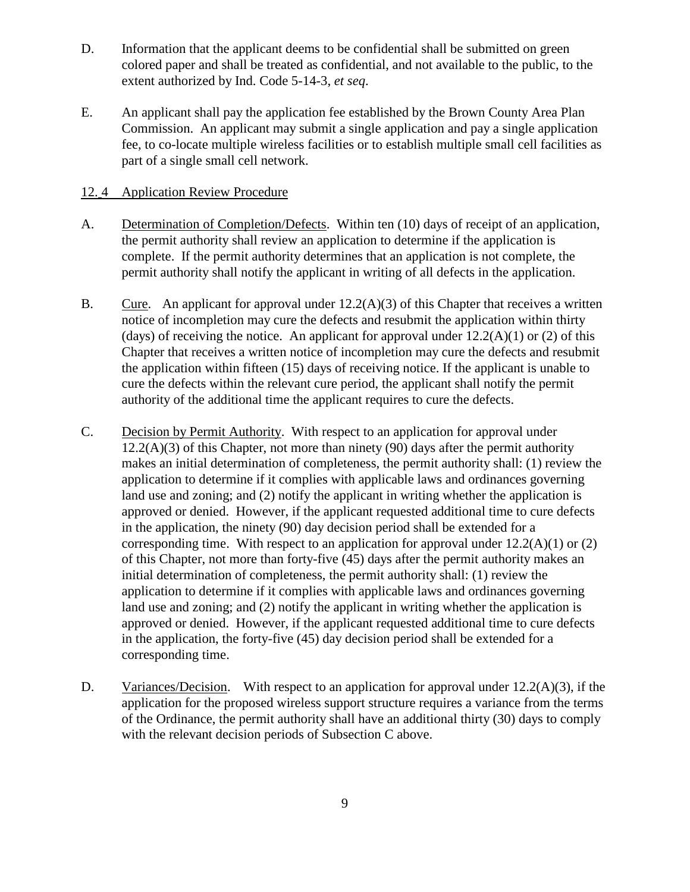D. Information that the applicant deems to be confidential shall be submitted on green colored paper and shall be treated as confidential, and not available to the public, to the extent authorized by Ind. Code 5-14-3, *et seq*.

E. An applicant shall pay the application fee established by the Brown County Area Plan Commission. An applicant may submit a single application and pay a single application fee, to co-locate multiple wireless facilities or to establish multiple small cell facilities as part of a single small cell network.

12. 4 Application Review Procedure

A. Determination of Completion/Defects. Within ten (10) days of receipt of an application, the permit authority shall review an application to determine if the application is complete. If the permit authority determines that an application is not complete, the permit authority shall notify the applicant in writing of all defects in the application.

B. Cure. An applicant for approval under 12.2(A)(3) of this Chapter that receives a written notice of incompletion may cure the defects and resubmit the application within thirty (days) of receiving the notice. An applicant for approval under 12.2(A)(1) or (2) of this Chapter that receives a written notice of incompletion may cure the defects and resubmit the application within fifteen (15) days of receiving notice. If the applicant is unable to cure the defects within the relevant cure period, the applicant shall notify the permit authority of the additional time the applicant requires to cure the defects.

C. Decision by Permit Authority. With respect to an application for approval under 12.2(A)(3) of this Chapter, not more than ninety (90) days after the permit authority makes an initial determination of completeness, the permit authority shall: (1) review the application to determine if it complies with applicable laws and ordinances governing land use and zoning; and (2) notify the applicant in writing whether the application is approved or denied. However, if the applicant requested additional time to cure defects in the application, the ninety (90) day decision period shall be extended for a corresponding time. With respect to an application for approval under 12.2(A)(1) or (2) of this Chapter, not more than forty-five (45) days after the permit authority makes an initial determination of completeness, the permit authority shall: (1) review the application to determine if it complies with applicable laws and ordinances governing land use and zoning; and (2) notify the applicant in writing whether the application is approved or denied. However, if the applicant requested additional time to cure defects in the application, the forty-five (45) day decision period shall be extended for a corresponding time.

D. Variances/Decision. With respect to an application for approval under 12.2(A)(3), if the application for the proposed wireless support structure requires a variance from the terms of the Ordinance, the permit authority shall have an additional thirty (30) days to comply with the relevant decision periods of Subsection C above.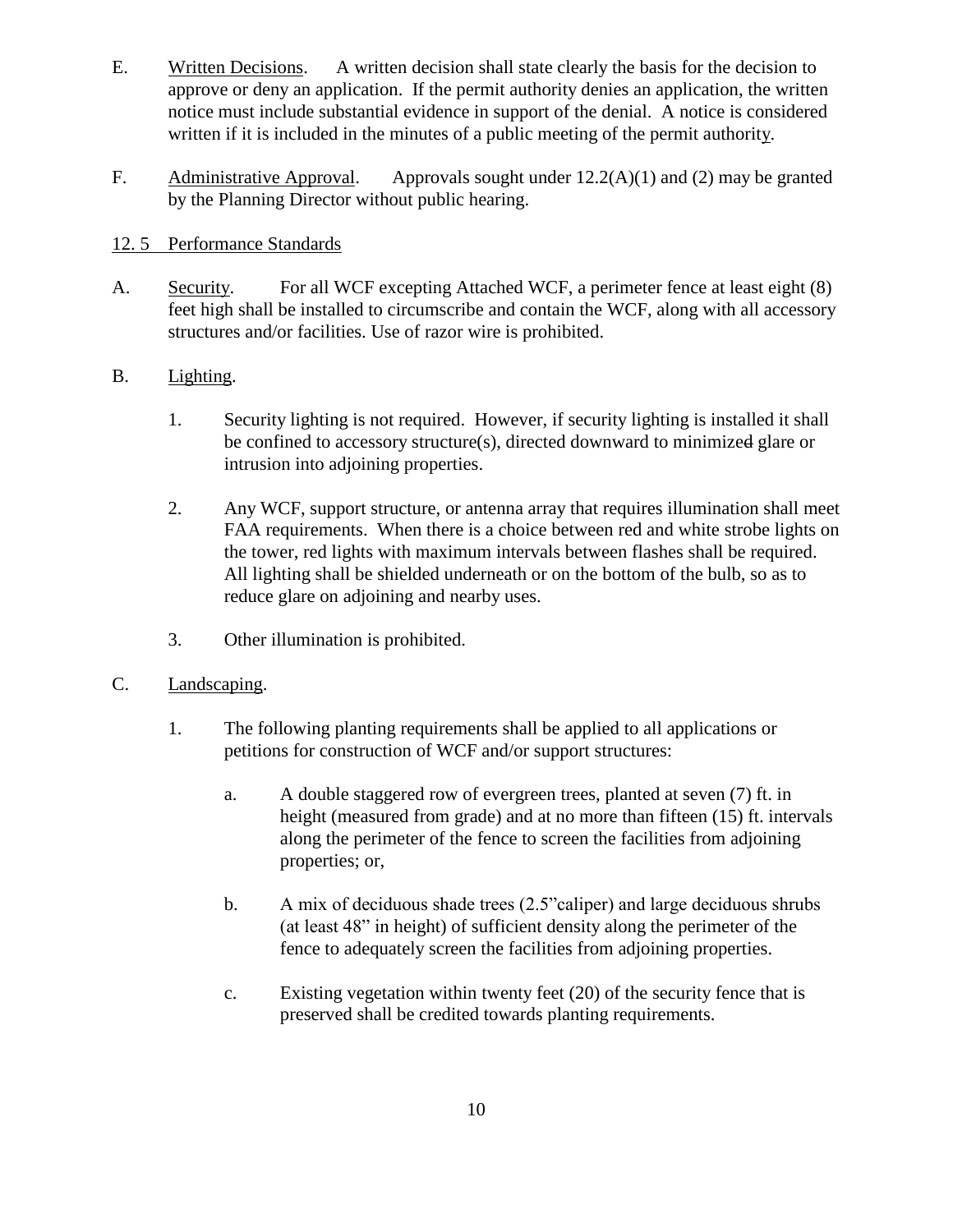E. Written Decisions. A written decision shall state clearly the basis for the decision to approve or deny an application. If the permit authority denies an application, the written notice must include substantial evidence in support of the denial. A notice is considered written if it is included in the minutes of a public meeting of the permit authority.

F. Administrative Approval. Approvals sought under 12.2(A)(1) and (2) may be granted by the Planning Director without public hearing.

## 12. 5 Performance Standards

A. Security. For all WCF excepting Attached WCF, a perimeter fence at least eight (8) feet high shall be installed to circumscribe and contain the WCF, along with all accessory structures and/or facilities. Use of razor wire is prohibited.

B. Lighting.

1. Security lighting is not required. However, if security lighting is installed it shall be confined to accessory structure(s), directed downward to minimized glare or intrusion into adjoining properties.

2. Any WCF, support structure, or antenna array that requires illumination shall meet FAA requirements. When there is a choice between red and white strobe lights on the tower, red lights with maximum intervals between flashes shall be required. All lighting shall be shielded underneath or on the bottom of the bulb, so as to reduce glare on adjoining and nearby uses.

3. Other illumination is prohibited.

C. Landscaping.

1. The following planting requirements shall be applied to all applications or petitions for construction of WCF and/or support structures:

   a. A double staggered row of evergreen trees, planted at seven (7) ft. in height (measured from grade) and at no more than fifteen (15) ft. intervals along the perimeter of the fence to screen the facilities from adjoining properties; or,

   b. A mix of deciduous shade trees (2.5"caliper) and large deciduous shrubs (at least 48" in height) of sufficient density along the perimeter of the fence to adequately screen the facilities from adjoining properties.

   c. Existing vegetation within twenty feet (20) of the security fence that is preserved shall be credited towards planting requirements.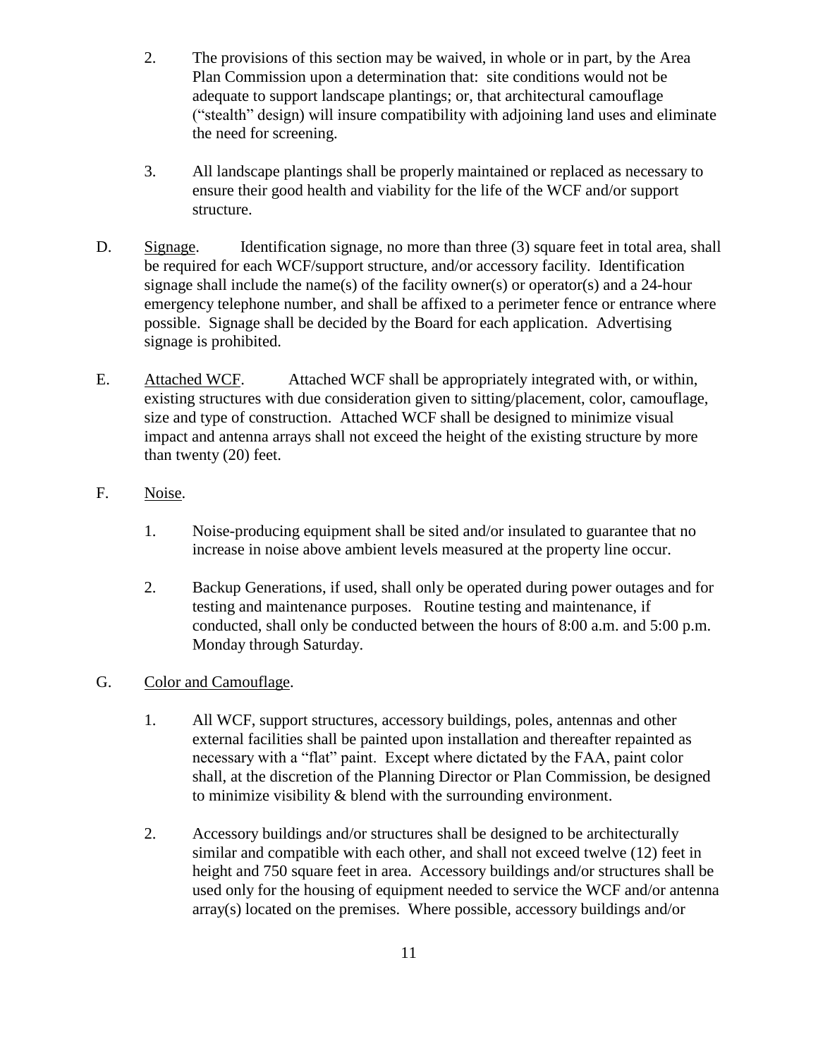2. The provisions of this section may be waived, in whole or in part, by the Area Plan Commission upon a determination that: site conditions would not be adequate to support landscape plantings; or, that architectural camouflage ("stealth" design) will insure compatibility with adjoining land uses and eliminate the need for screening.

3. All landscape plantings shall be properly maintained or replaced as necessary to ensure their good health and viability for the life of the WCF and/or support structure.

D. <u>Signage</u>. Identification signage, no more than three (3) square feet in total area, shall be required for each WCF/support structure, and/or accessory facility. Identification signage shall include the name(s) of the facility owner(s) or operator(s) and a 24-hour emergency telephone number, and shall be affixed to a perimeter fence or entrance where possible. Signage shall be decided by the Board for each application. Advertising signage is prohibited.

E. <u>Attached WCF</u>. Attached WCF shall be appropriately integrated with, or within, existing structures with due consideration given to sitting/placement, color, camouflage, size and type of construction. Attached WCF shall be designed to minimize visual impact and antenna arrays shall not exceed the height of the existing structure by more than twenty (20) feet.

F. <u>Noise</u>.

1. Noise-producing equipment shall be sited and/or insulated to guarantee that no increase in noise above ambient levels measured at the property line occur.

2. Backup Generations, if used, shall only be operated during power outages and for testing and maintenance purposes. Routine testing and maintenance, if conducted, shall only be conducted between the hours of 8:00 a.m. and 5:00 p.m. Monday through Saturday.

G. <u>Color and Camouflage</u>.

1. All WCF, support structures, accessory buildings, poles, antennas and other external facilities shall be painted upon installation and thereafter repainted as necessary with a "flat" paint. Except where dictated by the FAA, paint color shall, at the discretion of the Planning Director or Plan Commission, be designed to minimize visibility & blend with the surrounding environment.

2. Accessory buildings and/or structures shall be designed to be architecturally similar and compatible with each other, and shall not exceed twelve (12) feet in height and 750 square feet in area. Accessory buildings and/or structures shall be used only for the housing of equipment needed to service the WCF and/or antenna array(s) located on the premises. Where possible, accessory buildings and/or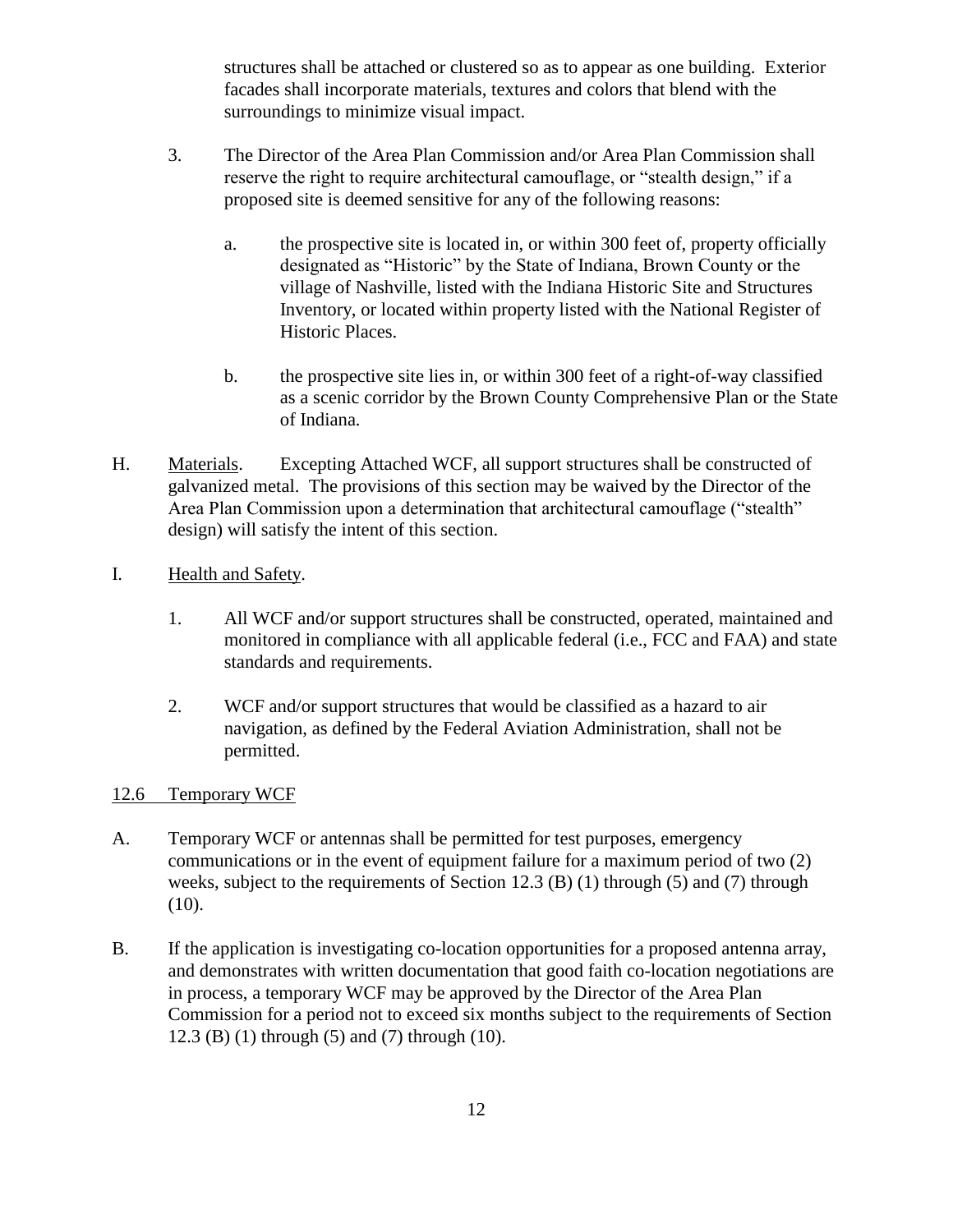structures shall be attached or clustered so as to appear as one building. Exterior facades shall incorporate materials, textures and colors that blend with the surroundings to minimize visual impact.

3. The Director of the Area Plan Commission and/or Area Plan Commission shall reserve the right to require architectural camouflage, or "stealth design," if a proposed site is deemed sensitive for any of the following reasons:

   a. the prospective site is located in, or within 300 feet of, property officially designated as "Historic" by the State of Indiana, Brown County or the village of Nashville, listed with the Indiana Historic Site and Structures Inventory, or located within property listed with the National Register of Historic Places.

   b. the prospective site lies in, or within 300 feet of a right-of-way classified as a scenic corridor by the Brown County Comprehensive Plan or the State of Indiana.

H. Materials. Excepting Attached WCF, all support structures shall be constructed of galvanized metal. The provisions of this section may be waived by the Director of the Area Plan Commission upon a determination that architectural camouflage ("stealth" design) will satisfy the intent of this section.

I. Health and Safety.

1. All WCF and/or support structures shall be constructed, operated, maintained and monitored in compliance with all applicable federal (i.e., FCC and FAA) and state standards and requirements.

2. WCF and/or support structures that would be classified as a hazard to air navigation, as defined by the Federal Aviation Administration, shall not be permitted.

## 12.6 Temporary WCF

A. Temporary WCF or antennas shall be permitted for test purposes, emergency communications or in the event of equipment failure for a maximum period of two (2) weeks, subject to the requirements of Section 12.3 (B) (1) through (5) and (7) through (10).

B. If the application is investigating co-location opportunities for a proposed antenna array, and demonstrates with written documentation that good faith co-location negotiations are in process, a temporary WCF may be approved by the Director of the Area Plan Commission for a period not to exceed six months subject to the requirements of Section 12.3 (B) (1) through (5) and (7) through (10).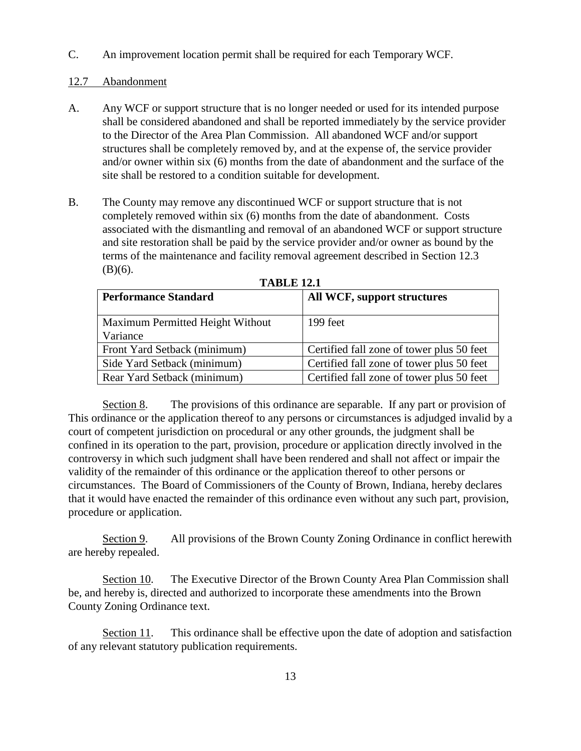C. An improvement location permit shall be required for each Temporary WCF.

12.7 Abandonment

A. Any WCF or support structure that is no longer needed or used for its intended purpose shall be considered abandoned and shall be reported immediately by the service provider to the Director of the Area Plan Commission. All abandoned WCF and/or support structures shall be completely removed by, and at the expense of, the service provider and/or owner within six (6) months from the date of abandonment and the surface of the site shall be restored to a condition suitable for development.

B. The County may remove any discontinued WCF or support structure that is not completely removed within six (6) months from the date of abandonment. Costs associated with the dismantling and removal of an abandoned WCF or support structure and site restoration shall be paid by the service provider and/or owner as bound by the terms of the maintenance and facility removal agreement described in Section 12.3 (B)(6).

**TABLE 12.1**

| Performance Standard | All WCF, support structures |
|---|---|
| Maximum Permitted Height Without Variance | 199 feet |
| Front Yard Setback (minimum) | Certified fall zone of tower plus 50 feet |
| Side Yard Setback (minimum) | Certified fall zone of tower plus 50 feet |
| Rear Yard Setback (minimum) | Certified fall zone of tower plus 50 feet |

Section 8. The provisions of this ordinance are separable. If any part or provision of This ordinance or the application thereof to any persons or circumstances is adjudged invalid by a court of competent jurisdiction on procedural or any other grounds, the judgment shall be confined in its operation to the part, provision, procedure or application directly involved in the controversy in which such judgment shall have been rendered and shall not affect or impair the validity of the remainder of this ordinance or the application thereof to other persons or circumstances. The Board of Commissioners of the County of Brown, Indiana, hereby declares that it would have enacted the remainder of this ordinance even without any such part, provision, procedure or application.

Section 9. All provisions of the Brown County Zoning Ordinance in conflict herewith are hereby repealed.

Section 10. The Executive Director of the Brown County Area Plan Commission shall be, and hereby is, directed and authorized to incorporate these amendments into the Brown County Zoning Ordinance text.

Section 11. This ordinance shall be effective upon the date of adoption and satisfaction of any relevant statutory publication requirements.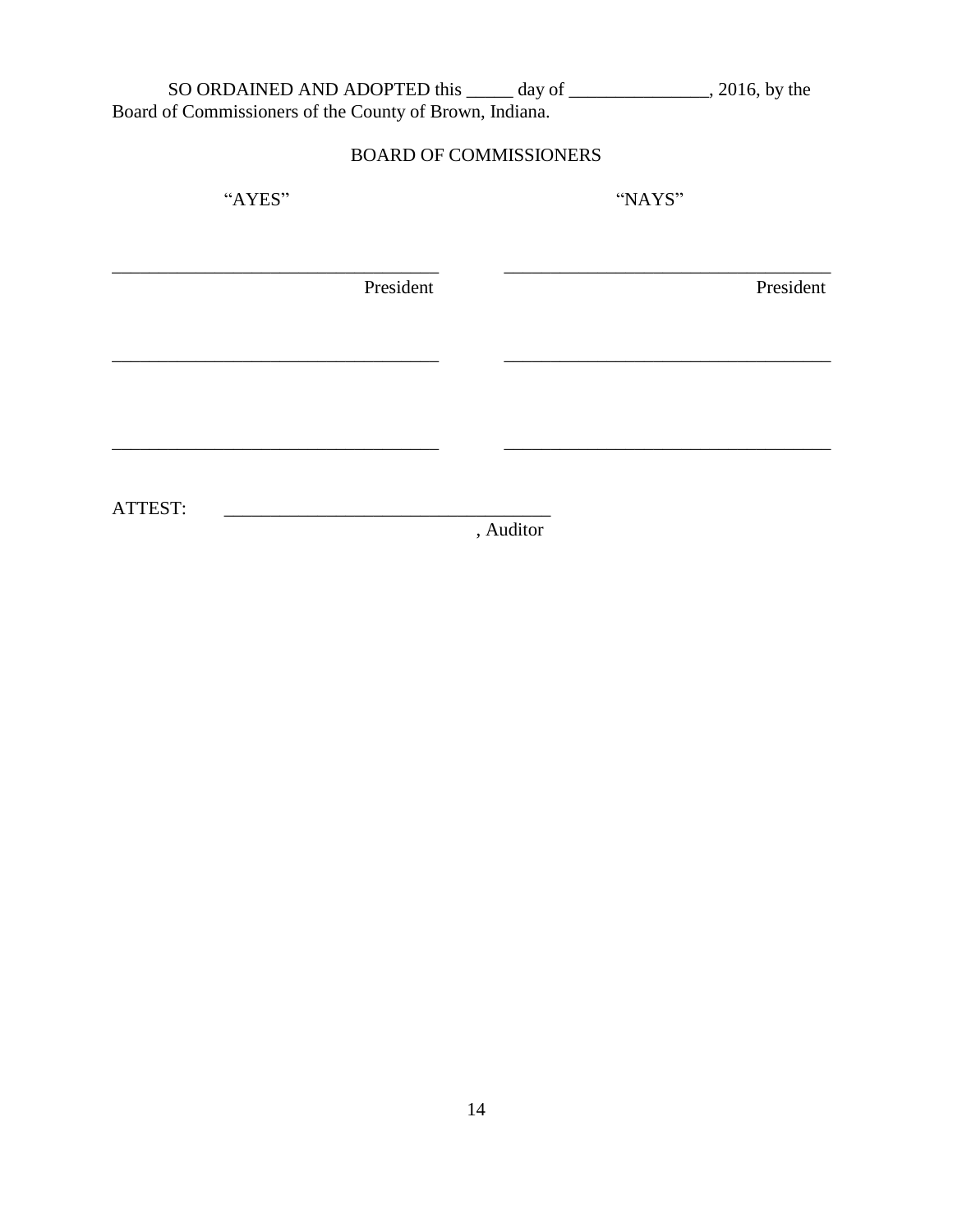SO ORDAINED AND ADOPTED this _____ day of _______________, 2016, by the Board of Commissioners of the County of Brown, Indiana.

BOARD OF COMMISSIONERS

| "AYES" | "NAYS" |
|---|---|
| ___________________________________ President | ___________________________________ President |
| ___________________________________ | ___________________________________ |
| ___________________________________ | ___________________________________ |

ATTEST: ___________________________________
, Auditor